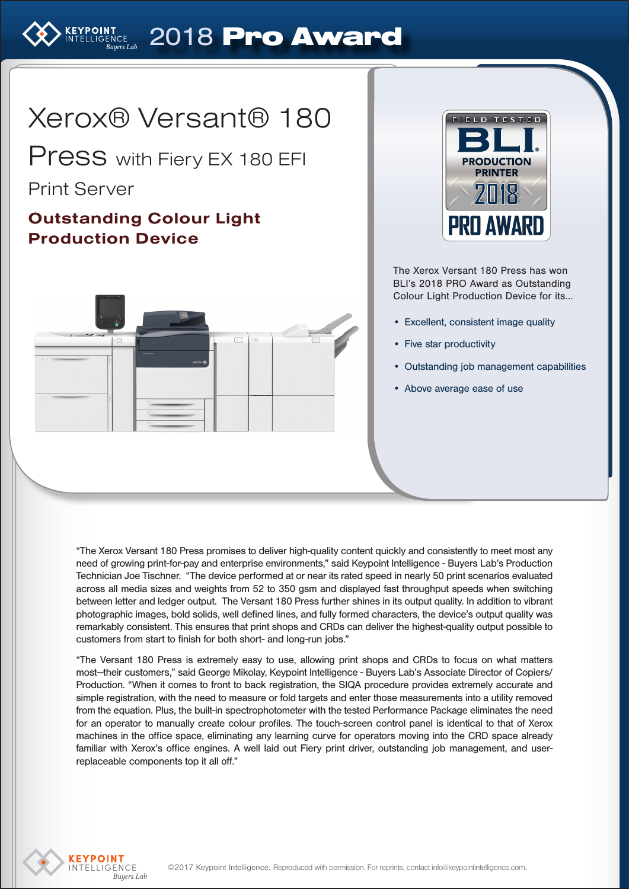# 2018 Pro Award

# Xerox® Versant® 180 Press with Fiery EX 180 EFI Print Server

## Outstanding Colour Light Production Device

FIELD TESTED BLI PRODUCTION PRINTER 2018 PRO AWARD

The Xerox Versant 180 Press has won BLI's 2018 PRO Award as Outstanding Colour Light Production Device for its...

- Excellent, consistent image quality
- Five star productivity
- Outstanding job management capabilities
- Above average ease of use

"The Xerox Versant 180 Press promises to deliver high-quality content quickly and consistently to meet most any need of growing print-for-pay and enterprise environments," said Keypoint Intelligence - Buyers Lab's Production Technician Joe Tischner. "The device performed at or near its rated speed in nearly 50 print scenarios evaluated across all media sizes and weights from 52 to 350 gsm and displayed fast throughput speeds when switching between letter and ledger output. The Versant 180 Press further shines in its output quality. In addition to vibrant photographic images, bold solids, well defined lines, and fully formed characters, the device's output quality was remarkably consistent. This ensures that print shops and CRDs can deliver the highest-quality output possible to customers from start to finish for both short- and long-run jobs."

"The Versant 180 Press is extremely easy to use, allowing print shops and CRDs to focus on what matters most–their customers," said George Mikolay, Keypoint Intelligence - Buyers Lab's Associate Director of Copiers/ Production. "When it comes to front to back registration, the SIQA procedure provides extremely accurate and simple registration, with the need to measure or fold targets and enter those measurements into a utility removed from the equation. Plus, the built-in spectrophotometer with the tested Performance Package eliminates the need for an operator to manually create colour profiles. The touch-screen control panel is identical to that of Xerox machines in the office space, eliminating any learning curve for operators moving into the CRD space already familiar with Xerox's office engines. A well laid out Fiery print driver, outstanding job management, and user-replaceable components top it all off."

©2017 Keypoint Intelligence. Reproduced with permission. For reprints, contact info@keypointintelligence.com.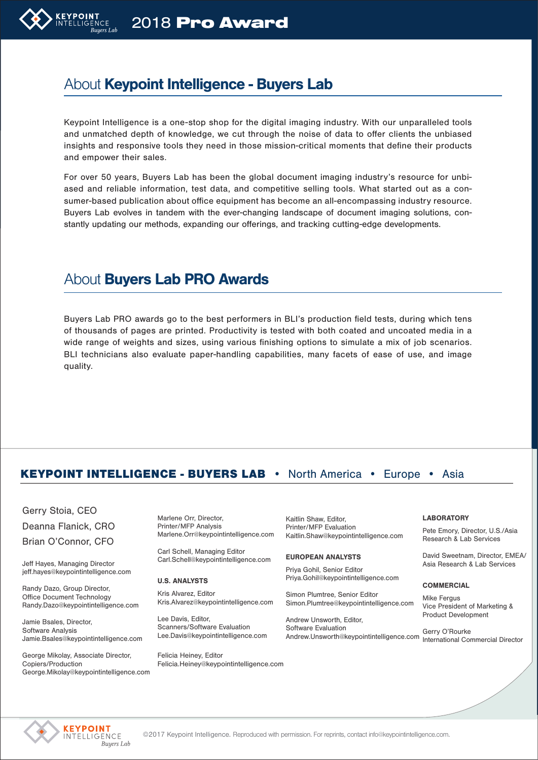## About **Keypoint Intelligence - Buyers Lab**

Keypoint Intelligence is a one-stop shop for the digital imaging industry. With our unparalleled tools and unmatched depth of knowledge, we cut through the noise of data to offer clients the unbiased insights and responsive tools they need in those mission-critical moments that define their products and empower their sales.

For over 50 years, Buyers Lab has been the global document imaging industry's resource for unbiased and reliable information, test data, and competitive selling tools. What started out as a consumer-based publication about office equipment has become an all-encompassing industry resource. Buyers Lab evolves in tandem with the ever-changing landscape of document imaging solutions, constantly updating our methods, expanding our offerings, and tracking cutting-edge developments.

## About **Buyers Lab PRO Awards**

Buyers Lab PRO awards go to the best performers in BLI's production field tests, during which tens of thousands of pages are printed. Productivity is tested with both coated and uncoated media in a wide range of weights and sizes, using various finishing options to simulate a mix of job scenarios. BLI technicians also evaluate paper-handling capabilities, many facets of ease of use, and image quality.

## **KEYPOINT INTELLIGENCE - BUYERS LAB** • North America • Europe • Asia

Gerry Stoia, CEO

Deanna Flanick, CRO

Brian O'Connor, CFO

Jeff Hayes, Managing Director
jeff.hayes@keypointintelligence.com

Randy Dazo, Group Director, Office Document Technology
Randy.Dazo@keypointintelligence.com

Jamie Bsales, Director, Software Analysis
Jamie.Bsales@keypointintelligence.com

George Mikolay, Associate Director, Copiers/Production
George.Mikolay@keypointintelligence.com

Marlene Orr, Director, Printer/MFP Analysis
Marlene.Orr@keypointintelligence.com

Carl Schell, Managing Editor
Carl.Schell@keypointintelligence.com

**U.S. ANALYSTS**

Kris Alvarez, Editor
Kris.Alvarez@keypointintelligence.com

Lee Davis, Editor, Scanners/Software Evaluation
Lee.Davis@keypointintelligence.com

Felicia Heiney, Editor
Felicia.Heiney@keypointintelligence.com

Kaitlin Shaw, Editor, Printer/MFP Evaluation
Kaitlin.Shaw@keypointintelligence.com

**EUROPEAN ANALYSTS**

Priya Gohil, Senior Editor
Priya.Gohil@keypointintelligence.com

Simon Plumtree, Senior Editor
Simon.Plumtree@keypointintelligence.com

Andrew Unsworth, Editor, Software Evaluation
Andrew.Unsworth@keypointintelligence.com

**LABORATORY**

Pete Emory, Director, U.S./Asia Research & Lab Services

David Sweetnam, Director, EMEA/Asia Research & Lab Services

**COMMERCIAL**

Mike Fergus
Vice President of Marketing & Product Development

Gerry O'Rourke
International Commercial Director

©2017 Keypoint Intelligence. Reproduced with permission. For reprints, contact info@keypointintelligence.com.